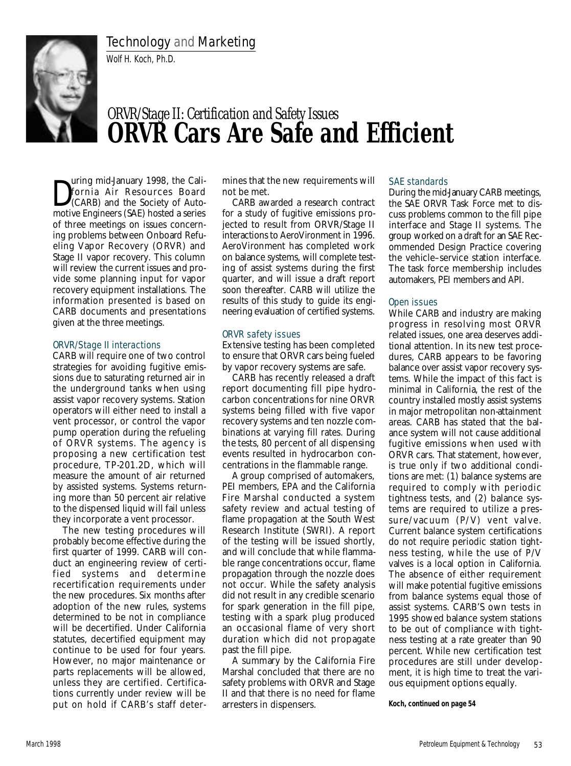## Technology and Marketing

*Wolf H. Koch, Ph.D.*

# ORVR/Stage II: Certification and Safety Issues
# ORVR Cars Are Safe and Efficient

During mid-January 1998, the California Air Resources Board (CARB) and the Society of Automotive Engineers (SAE) hosted a series of three meetings on issues concerning problems between Onboard Refueling Vapor Recovery (ORVR) and Stage II vapor recovery. This column will review the current issues and provide some planning input for vapor recovery equipment installations. The information presented is based on CARB documents and presentations given at the three meetings.

### ORVR/Stage II interactions

CARB will require one of two control strategies for avoiding fugitive emissions due to saturating returned air in the underground tanks when using assist vapor recovery systems. Station operators will either need to install a vent processor, or control the vapor pump operation during the refueling of ORVR systems. The agency is proposing a new certification test procedure, TP-201.2D, which will measure the amount of air returned by assisted systems. Systems returning more than 50 percent air relative to the dispensed liquid will fail unless they incorporate a vent processor.

The new testing procedures will probably become effective during the first quarter of 1999. CARB will conduct an engineering review of certified systems and determine recertification requirements under the new procedures. Six months after adoption of the new rules, systems determined to be not in compliance will be decertified. Under California statutes, decertified equipment may continue to be used for four years. However, no major maintenance or parts replacements will be allowed, unless they are certified. Certifications currently under review will be put on hold if CARB's staff determines that the new requirements will not be met.

CARB awarded a research contract for a study of fugitive emissions projected to result from ORVR/Stage II interactions to AeroVironment in 1996. AeroVironment has completed work on balance systems, will complete testing of assist systems during the first quarter, and will issue a draft report soon thereafter. CARB will utilize the results of this study to guide its engineering evaluation of certified systems.

### ORVR safety issues

Extensive testing has been completed to ensure that ORVR cars being fueled by vapor recovery systems are safe.

CARB has recently released a draft report documenting fill pipe hydrocarbon concentrations for nine ORVR systems being filled with five vapor recovery systems and ten nozzle combinations at varying fill rates. During the tests, 80 percent of all dispensing events resulted in hydrocarbon concentrations in the flammable range.

A group comprised of automakers, PEI members, EPA and the California Fire Marshal conducted a system safety review and actual testing of flame propagation at the South West Research Institute (SWRI). A report of the testing will be issued shortly, and will conclude that while flammable range concentrations occur, flame propagation through the nozzle does not occur. While the safety analysis did not result in any credible scenario for spark generation in the fill pipe, testing with a spark plug produced an occasional flame of very short duration which did not propagate past the fill pipe.

A summary by the California Fire Marshal concluded that there are no safety problems with ORVR and Stage II and that there is no need for flame arresters in dispensers.

### SAE standards

During the mid-January CARB meetings, the SAE ORVR Task Force met to discuss problems common to the fill pipe interface and Stage II systems. The group worked on a draft for an SAE Recommended Design Practice covering the vehicle–service station interface. The task force membership includes automakers, PEI members and API.

### Open issues

While CARB and industry are making progress in resolving most ORVR related issues, one area deserves additional attention. In its new test procedures, CARB appears to be favoring balance over assist vapor recovery systems. While the impact of this fact is minimal in California, the rest of the country installed mostly assist systems in major metropolitan non-attainment areas. CARB has stated that the balance system will not cause additional fugitive emissions when used with ORVR cars. That statement, however, is true only if two additional conditions are met: (1) balance systems are required to comply with periodic tightness tests, and (2) balance systems are required to utilize a pressure/vacuum (P/V) vent valve. Current balance system certifications do not require periodic station tightness testing, while the use of P/V valves is a local option in California. The absence of either requirement will make potential fugitive emissions from balance systems equal those of assist systems. CARB'S own tests in 1995 showed balance system stations to be out of compliance with tightness testing at a rate greater than 90 percent. While new certification test procedures are still under development, it is high time to treat the various equipment options equally.

**Koch, continued on page 54**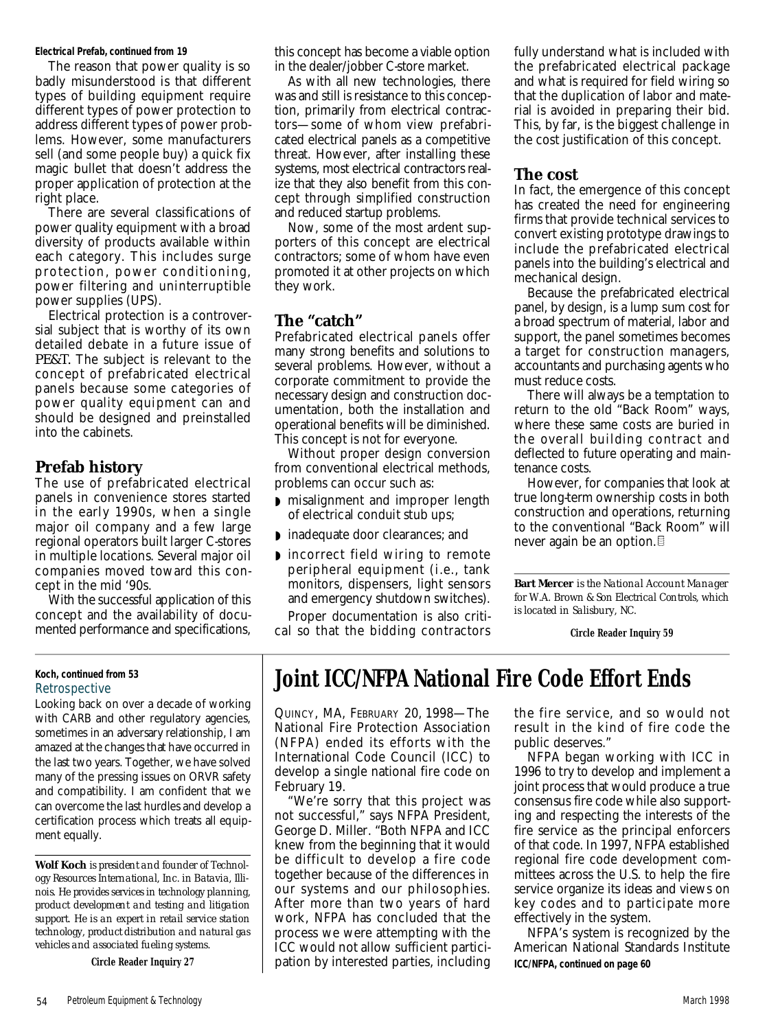**Electrical Prefab, continued from 19**

The reason that power quality is so badly misunderstood is that different types of building equipment require different types of power protection to address different types of power problems. However, some manufacturers sell (and some people buy) a quick fix magic bullet that doesn't address the proper application of protection at the right place.

There are several classifications of power quality equipment with a broad diversity of products available within each category. This includes surge protection, power conditioning, power filtering and uninterruptible power supplies (UPS).

Electrical protection is a controversial subject that is worthy of its own detailed debate in a future issue of *PE&T*. The subject is relevant to the concept of prefabricated electrical panels because some categories of power quality equipment can and should be designed and preinstalled into the cabinets.

## Prefab history

The use of prefabricated electrical panels in convenience stores started in the early 1990s, when a single major oil company and a few large regional operators built larger C-stores in multiple locations. Several major oil companies moved toward this concept in the mid '90s.

With the successful application of this concept and the availability of documented performance and specifications, this concept has become a viable option in the dealer/jobber C-store market.

As with all new technologies, there was and still is resistance to this conception, primarily from electrical contractors—some of whom view prefabricated electrical panels as a competitive threat. However, after installing these systems, most electrical contractors realize that they also benefit from this concept through simplified construction and reduced startup problems.

Now, some of the most ardent supporters of this concept are electrical contractors; some of whom have even promoted it at other projects on which they work.

## The "catch"

Prefabricated electrical panels offer many strong benefits and solutions to several problems. However, without a corporate commitment to provide the necessary design and construction documentation, both the installation and operational benefits will be diminished. This concept is not for everyone.

Without proper design conversion from conventional electrical methods, problems can occur such as:

- misalignment and improper length of electrical conduit stub ups;
- inadequate door clearances; and
- incorrect field wiring to remote peripheral equipment (i.e., tank monitors, dispensers, light sensors and emergency shutdown switches).

Proper documentation is also critical so that the bidding contractors fully understand what is included with the prefabricated electrical package and what is required for field wiring so that the duplication of labor and material is avoided in preparing their bid. This, by far, is the biggest challenge in the cost justification of this concept.

## The cost

In fact, the emergence of this concept has created the need for engineering firms that provide technical services to convert existing prototype drawings to include the prefabricated electrical panels into the building's electrical and mechanical design.

Because the prefabricated electrical panel, by design, is a lump sum cost for a broad spectrum of material, labor and support, the panel sometimes becomes a target for construction managers, accountants and purchasing agents who must reduce costs.

There will always be a temptation to return to the old "Back Room" ways, where these same costs are buried in the overall building contract and deflected to future operating and maintenance costs.

However, for companies that look at true long-term ownership costs in both construction and operations, returning to the conventional "Back Room" will never again be an option.

**Bart Mercer** *is the National Account Manager for W.A. Brown & Son Electrical Controls, which is located in Salisbury, NC.*

**Circle Reader Inquiry 59**

---

**Koch, continued from 53**

### Retrospective

Looking back on over a decade of working with CARB and other regulatory agencies, sometimes in an adversary relationship, I am amazed at the changes that have occurred in the last two years. Together, we have solved many of the pressing issues on ORVR safety and compatibility. I am confident that we can overcome the last hurdles and develop a certification process which treats all equipment equally.

**Wolf Koch** *is president and founder of Technology Resources International, Inc. in Batavia, Illinois. He provides services in technology planning, product development and testing and litigation support. He is an expert in retail service station technology, product distribution and natural gas vehicles and associated fueling systems.*

**Circle Reader Inquiry 27**

---

# Joint ICC/NFPA National Fire Code Effort Ends

QUINCY, MA, FEBRUARY 20, 1998—The National Fire Protection Association (NFPA) ended its efforts with the International Code Council (ICC) to develop a single national fire code on February 19.

"We're sorry that this project was not successful," says NFPA President, George D. Miller. "Both NFPA and ICC knew from the beginning that it would be difficult to develop a fire code together because of the differences in our systems and our philosophies. After more than two years of hard work, NFPA has concluded that the process we were attempting with the ICC would not allow sufficient participation by interested parties, including the fire service, and so would not result in the kind of fire code the public deserves."

NFPA began working with ICC in 1996 to try to develop and implement a joint process that would produce a true consensus fire code while also supporting and respecting the interests of the fire service as the principal enforcers of that code. In 1997, NFPA established regional fire code development committees across the U.S. to help the fire service organize its ideas and views on key codes and to participate more effectively in the system.

NFPA's system is recognized by the American National Standards Institute

**ICC/NFPA, continued on page 60**